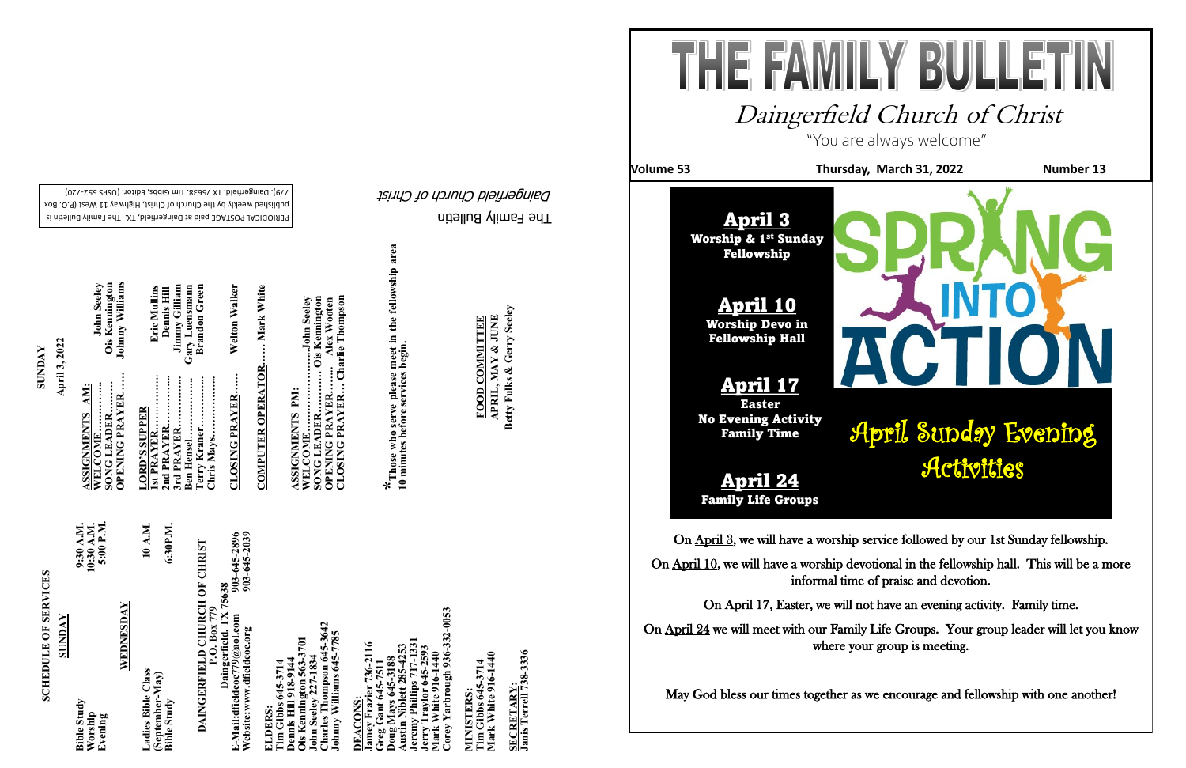# THE FAMILY BULLETIN

## Daingerfield Church of Christ

"You are always welcome"

**Volume 53** | **Thursday, March 31, 2022** | **Number 13**

**April 3**
**Worship & 1st Sunday Fellowship**

**April 10**
**Worship Devo in Fellowship Hall**

**April 17**
**Easter**
**No Evening Activity**
**Family Time**

**April 24**
**Family Life Groups**

SPRING INTO ACTION

April Sunday Evening Activities

On April 3, we will have a worship service followed by our 1st Sunday fellowship.

On April 10, we will have a worship devotional in the fellowship hall. This will be a more informal time of praise and devotion.

On April 17, Easter, we will not have an evening activity. Family time.

On April 24 we will meet with our Family Life Groups. Your group leader will let you know where your group is meeting.

May God bless our times together as we encourage and fellowship with one another!

---

## SCHEDULE OF SERVICES

**SUNDAY**

| | |
|---|---|
| Bible Study | 9:30 A.M. |
| Worship | 10:30 A.M. |
| Evening | 5:00 P.M. |

**WEDNESDAY**

| | |
|---|---|
| Ladies Bible Class (September-May) | 10 A.M. |
| Bible Study | 6:30P.M. |

**DAINGERFIELD CHURCH OF CHRIST**
P.O. Box 779
Daingerfield, TX 75638
E-Mail:dfieldcoc779@aol.com 903-645-2896
Website:www.dfieldcoc.org 903-645-2039

**ELDERS:**
Tim Gibbs 645-3714
Dennis Hill 918-9144
Ois Kennington 563-3701
John Seeley 227-1834
Charles Thompson 645-3642
Johnny Williams 645-7785

**DEACONS:**
Jamey Frazier 736-2116
Greg Gant 645-7511
Doug Mays 645-3188
Austin Niblett 285-4253
Jeremy Phillips 717-1331
Jerry Traylor 645-2593
Mark White 916-1440
Corey Yarbrough 936-332-0053

**MINISTERS:**
Tim Gibbs 645-3714
Mark White 916-1440

**SECRETARY:**
Janis Terrell 738-3336

---

## SUNDAY
**April 3, 2022**

**ASSIGNMENTS AM:**
WELCOME........ John Seeley
SONG LEADER........ Ois Kennington
OPENING PRAYER...... Johnny Williams

**LORD'S SUPPER**
1st PRAYER.............. Eric Mullins
2nd PRAYER.............. Dennis Hill
3rd PRAYER.............. Jimmy Gilliam
Ben Hensel.............. Gary Luensmann
Terry Kramer.............. Brandon Green
Chris Mays..............

**CLOSING PRAYER.....** Welton Walker

**COMPUTER OPERATOR......** Mark White

**ASSIGNMENTS PM:**
WELCOME..................John Seeley
SONG LEADER............ Ois Kennington
OPENING PRAYER........ Alex Wooten
CLOSING PRAYER.... Charlie Thompson

*Those who serve please meet in the fellowship area 10 minutes before services begin.

**FOOD COMMITTEE**
**APRIL, MAY & JUNE**
**Betty Fulks & Gerry Seeley**

---

The Family Bulletin
*Daingerfield Church of Christ*

PERIODICAL POSTAGE paid at Daingerfield, TX. The Family Bulletin is published weekly by the Church of Christ, Highway 11 West (P.O. Box 779), Daingerfield, TX 75638. Tim Gibbs, Editor. (USPS 552-720)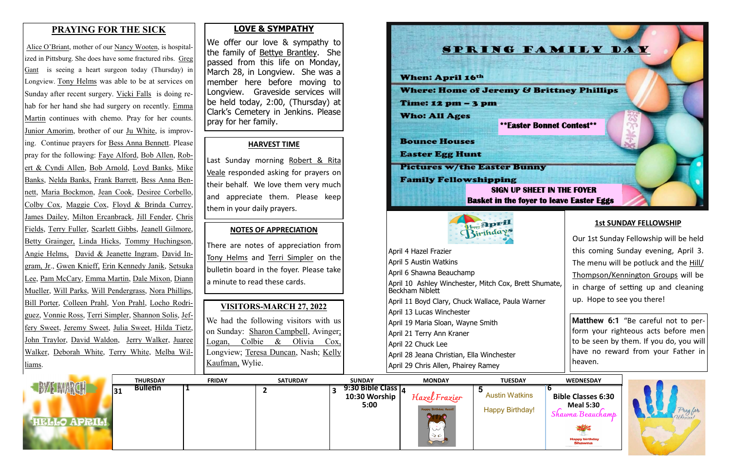## PRAYING FOR THE SICK

Alice O'Briant, mother of our Nancy Wooten, is hospitalized in Pittsburg. She does have some fractured ribs. Greg Gant is seeing a heart surgeon today (Thursday) in Longview. Tony Helms was able to be at services on Sunday after recent surgery. Vicki Falls is doing rehab for her hand she had surgery on recently. Emma Martin continues with chemo. Pray for her counts. Junior Amorim, brother of our Ju White, is improving. Continue prayers for Bess Anna Bennett. Please pray for the following: Faye Alford, Bob Allen, Robert & Cyndi Allen, Bob Arnold, Loyd Banks, Mike Banks, Nelda Banks, Frank Barrett, Bess Anna Bennett, Maria Bockmon, Jean Cook, Desiree Corbello, Colby Cox, Maggie Cox, Floyd & Brinda Currey, James Dailey, Milton Ercanbrack, Jill Fender, Chris Fields, Terry Fuller, Scarlett Gibbs, Jeanell Gilmore, Betty Grainger, Linda Hicks, Tommy Huchingson, Angie Helms, David & Jeanette Ingram, David Ingram, Jr., Gwen Knieff, Erin Kennedy Janik, Setsuka Lee, Pam McCary, Emma Martin, Dale Mixon, Diann Mueller, Will Parks, Will Pendergrass, Nora Phillips, Bill Porter, Colleen Prahl, Von Prahl, Locho Rodriguez, Vonnie Ross, Terri Simpler, Shannon Solis, Jeffery Sweet, Jeremy Sweet, Julia Sweet, Hilda Tietz, John Traylor, David Waldon, Jerry Walker, Juaree Walker, Deborah White, Terry White, Melba Williams.

## LOVE & SYMPATHY

We offer our love & sympathy to the family of Bettye Brantley. She passed from this life on Monday, March 28, in Longview. She was a member here before moving to Longview. Graveside services will be held today, 2:00, (Thursday) at Clark's Cemetery in Jenkins. Please pray for her family.

## HARVEST TIME

Last Sunday morning Robert & Rita Veale responded asking for prayers on their behalf. We love them very much and appreciate them. Please keep them in your daily prayers.

## NOTES OF APPRECIATION

There are notes of appreciation from Tony Helms and Terri Simpler on the bulletin board in the foyer. Please take a minute to read these cards.

## VISITORS-MARCH 27, 2022

We had the following visitors with us on Sunday: Sharon Campbell, Avinger; Logan, Colbie & Olivia Cox, Longview; Teresa Duncan, Nash; Kelly Kaufman, Wylie.

## SPRING FAMILY DAY

**When:** April 16th
**Where:** Home of Jeremy & Brittney Phillips
**Time:** 12 pm – 3 pm
**Who:** All Ages

**Easter Bonnet Contest**

Bounce Houses
Easter Egg Hunt
Pictures w/the Easter Bunny
Family Fellowshipping

**SIGN UP SHEET IN THE FOYER**
**Basket in the foyer to leave Easter Eggs**

## Happy April Birthdays

April 4 Hazel Frazier
April 5 Austin Watkins
April 6 Shawna Beauchamp
April 10 Ashley Winchester, Mitch Cox, Brett Shumate, Beckham Niblett
April 11 Boyd Clary, Chuck Wallace, Paula Warner
April 13 Lucas Winchester
April 19 Maria Sloan, Wayne Smith
April 21 Terry Ann Kraner
April 22 Chuck Lee
April 28 Jeana Christian, Ella Winchester
April 29 Chris Allen, Phairey Ramey

## 1st SUNDAY FELLOWSHIP

Our 1st Sunday Fellowship will be held this coming Sunday evening, April 3. The menu will be potluck and the Hill/Thompson/Kennington Groups will be in charge of setting up and cleaning up. Hope to see you there!

**Matthew 6:1** "Be careful not to perform your righteous acts before men to be seen by them. If you do, you will have no reward from your Father in heaven.

BYE MARCH
HELLO APRIL!

| THURSDAY | FRIDAY | SATURDAY | SUNDAY | MONDAY | TUESDAY | WEDNESDAY |
|---|---|---|---|---|---|---|
| 31 **Bulletin** | 1 | 2 | 3 **9:30 Bible Class 10:30 Worship 5:00** | 4 Hazel Frazier | 5 Austin Watkins Happy Birthday! | 6 **Bible Classes 6:30 Meal 5:30** Shawna Beauchamp Happy birthday Shawna |

Pray for Ukraine